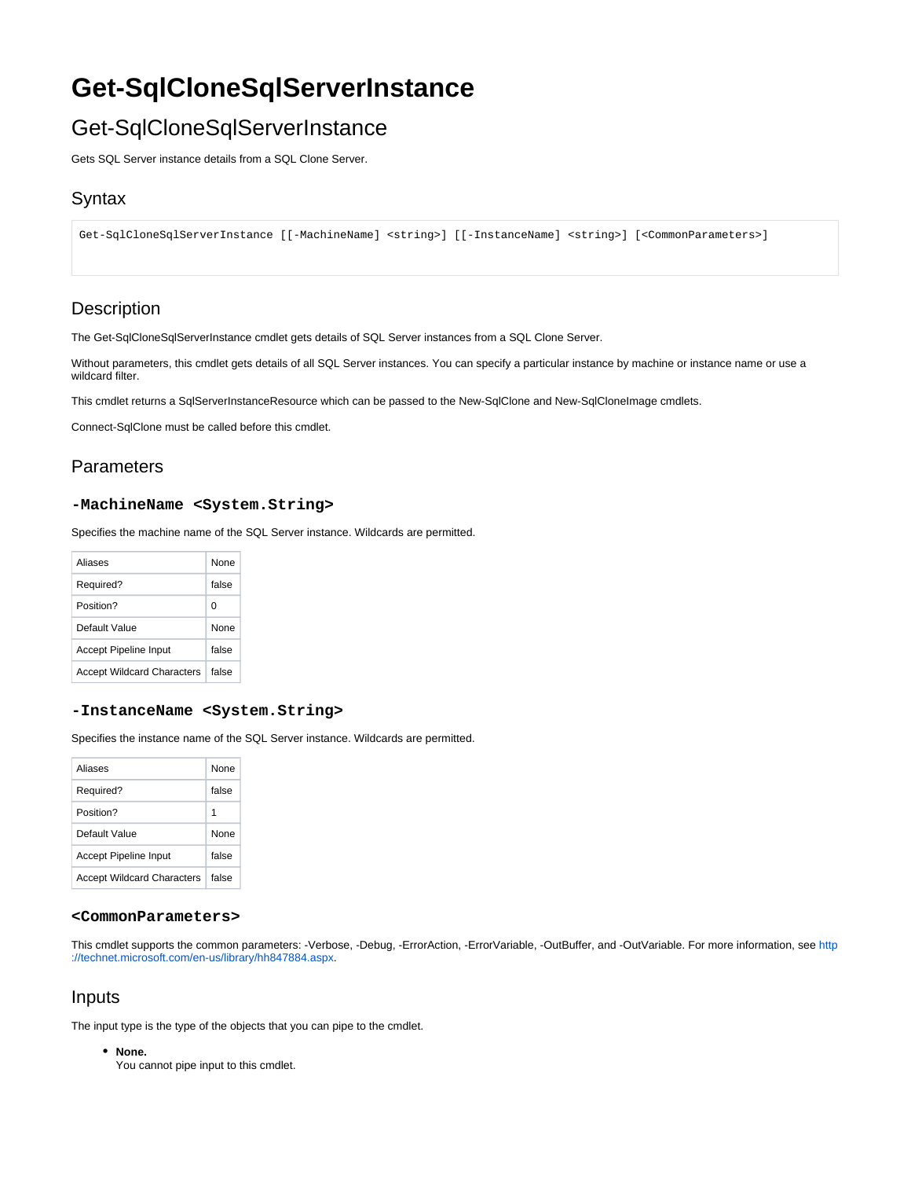# Get-SqlCloneSqlServerInstance

## Get-SqlCloneSqlServerInstance

Gets SQL Server instance details from a SQL Clone Server.

## Syntax

```
Get-SqlCloneSqlServerInstance [[-MachineName] <string>] [[-InstanceName] <string>] [<CommonParameters>]
```

## Description

The Get-SqlCloneSqlServerInstance cmdlet gets details of SQL Server instances from a SQL Clone Server.

Without parameters, this cmdlet gets details of all SQL Server instances. You can specify a particular instance by machine or instance name or use a wildcard filter.

This cmdlet returns a SqlServerInstanceResource which can be passed to the New-SqlClone and New-SqlCloneImage cmdlets.

Connect-SqlClone must be called before this cmdlet.

## Parameters

### `-MachineName <System.String>`

Specifies the machine name of the SQL Server instance. Wildcards are permitted.

| | |
|---|---|
| Aliases | None |
| Required? | false |
| Position? | 0 |
| Default Value | None |
| Accept Pipeline Input | false |
| Accept Wildcard Characters | false |

### `-InstanceName <System.String>`

Specifies the instance name of the SQL Server instance. Wildcards are permitted.

| | |
|---|---|
| Aliases | None |
| Required? | false |
| Position? | 1 |
| Default Value | None |
| Accept Pipeline Input | false |
| Accept Wildcard Characters | false |

### `<CommonParameters>`

This cmdlet supports the common parameters: -Verbose, -Debug, -ErrorAction, -ErrorVariable, -OutBuffer, and -OutVariable. For more information, see http://technet.microsoft.com/en-us/library/hh847884.aspx.

## Inputs

The input type is the type of the objects that you can pipe to the cmdlet.

- **None.**
  You cannot pipe input to this cmdlet.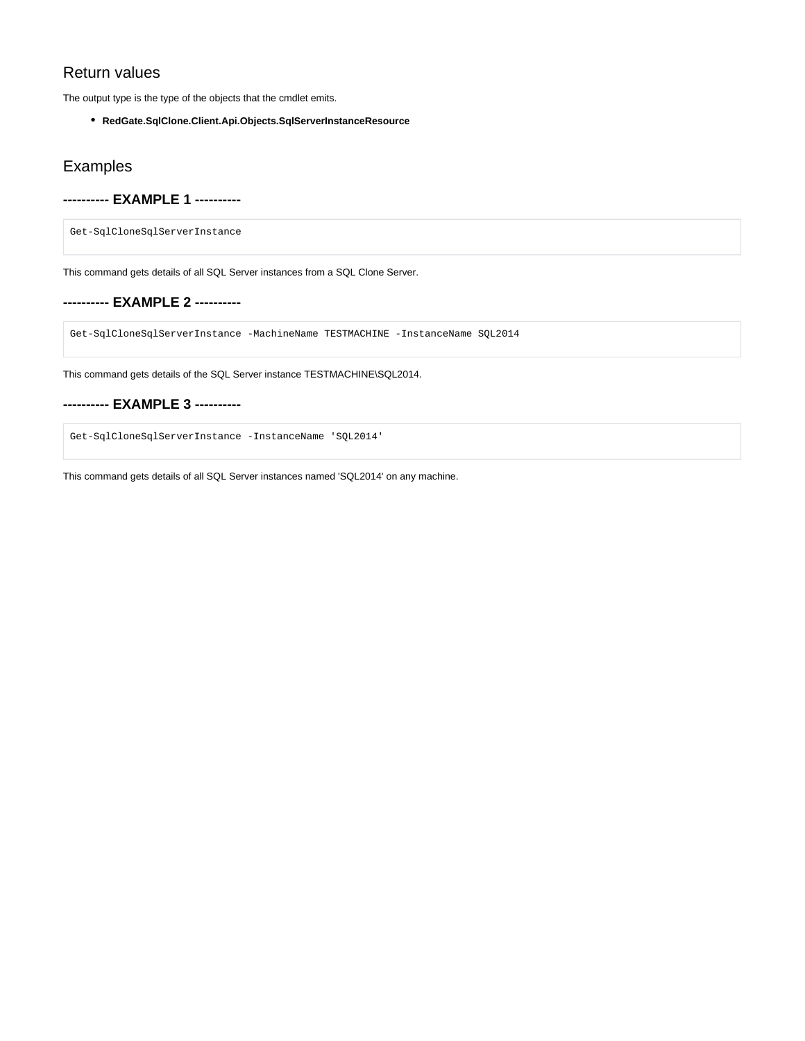## Return values

The output type is the type of the objects that the cmdlet emits.

- **RedGate.SqlClone.Client.Api.Objects.SqlServerInstanceResource**

## Examples

### ---------- EXAMPLE 1 ----------

```
Get-SqlCloneSqlServerInstance
```

This command gets details of all SQL Server instances from a SQL Clone Server.

### ---------- EXAMPLE 2 ----------

```
Get-SqlCloneSqlServerInstance -MachineName TESTMACHINE -InstanceName SQL2014
```

This command gets details of the SQL Server instance TESTMACHINE\SQL2014.

### ---------- EXAMPLE 3 ----------

```
Get-SqlCloneSqlServerInstance -InstanceName 'SQL2014'
```

This command gets details of all SQL Server instances named 'SQL2014' on any machine.